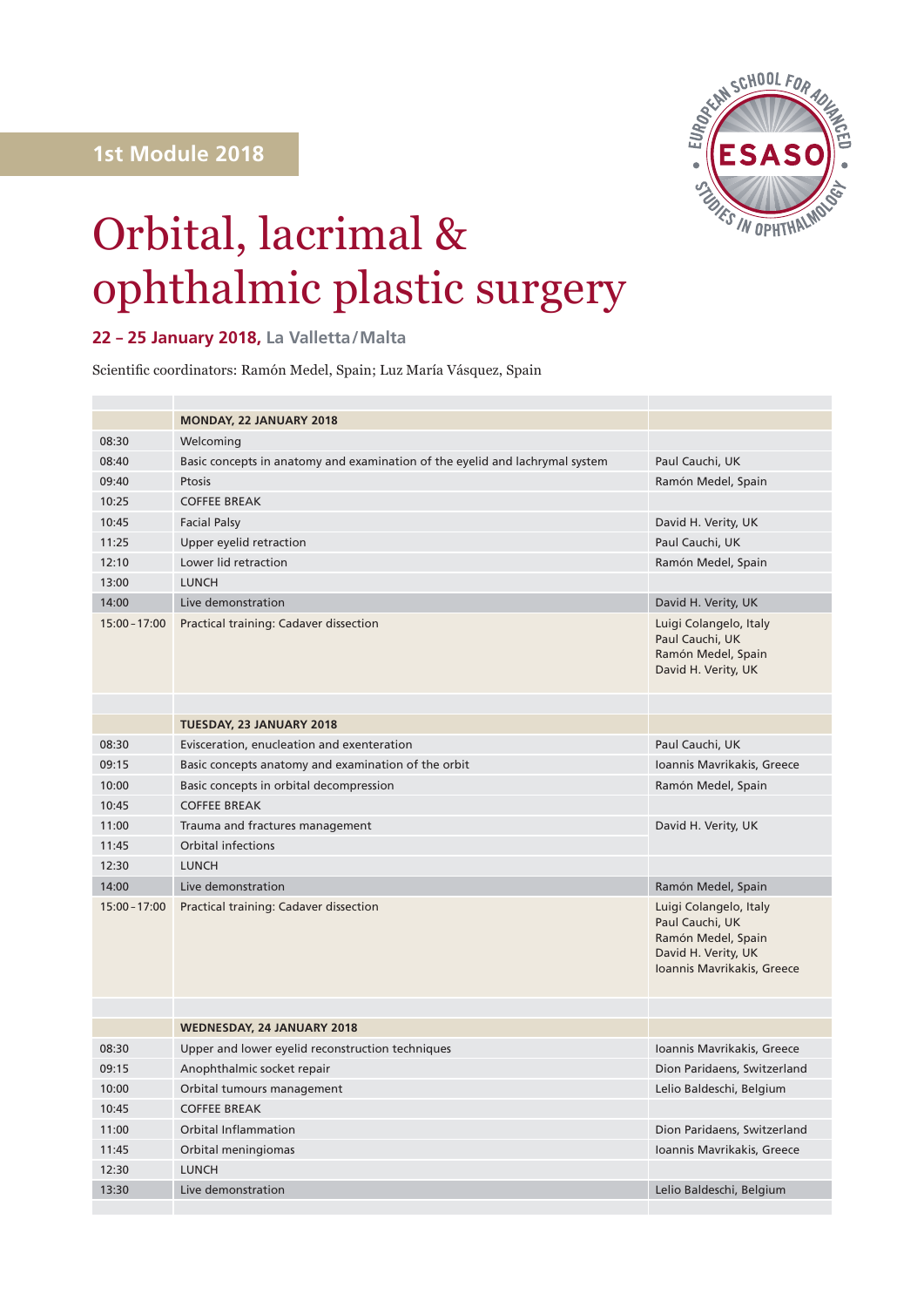1st Module 2018

EUROPEAN SCHOOL FOR ADVANCED STUDIES IN OPHTHALMOLOGY — ESASO

# Orbital, lacrimal & ophthalmic plastic surgery

**22 – 25 January 2018,** La Valletta / Malta

Scientific coordinators: Ramón Medel, Spain; Luz María Vásquez, Spain

| | | |
|---|---|---|
| | **MONDAY, 22 JANUARY 2018** | |
| 08:30 | Welcoming | |
| 08:40 | Basic concepts in anatomy and examination of the eyelid and lachrymal system | Paul Cauchi, UK |
| 09:40 | Ptosis | Ramón Medel, Spain |
| 10:25 | COFFEE BREAK | |
| 10:45 | Facial Palsy | David H. Verity, UK |
| 11:25 | Upper eyelid retraction | Paul Cauchi, UK |
| 12:10 | Lower lid retraction | Ramón Medel, Spain |
| 13:00 | LUNCH | |
| 14:00 | Live demonstration | David H. Verity, UK |
| 15:00 - 17:00 | Practical training: Cadaver dissection | Luigi Colangelo, Italy<br>Paul Cauchi, UK<br>Ramón Medel, Spain<br>David H. Verity, UK |
| | | |
| | **TUESDAY, 23 JANUARY 2018** | |
| 08:30 | Evisceration, enucleation and exenteration | Paul Cauchi, UK |
| 09:15 | Basic concepts anatomy and examination of the orbit | Ioannis Mavrikakis, Greece |
| 10:00 | Basic concepts in orbital decompression | Ramón Medel, Spain |
| 10:45 | COFFEE BREAK | |
| 11:00 | Trauma and fractures management | David H. Verity, UK |
| 11:45 | Orbital infections | |
| 12:30 | LUNCH | |
| 14:00 | Live demonstration | Ramón Medel, Spain |
| 15:00 - 17:00 | Practical training: Cadaver dissection | Luigi Colangelo, Italy<br>Paul Cauchi, UK<br>Ramón Medel, Spain<br>David H. Verity, UK<br>Ioannis Mavrikakis, Greece |
| | | |
| | **WEDNESDAY, 24 JANUARY 2018** | |
| 08:30 | Upper and lower eyelid reconstruction techniques | Ioannis Mavrikakis, Greece |
| 09:15 | Anophthalmic socket repair | Dion Paridaens, Switzerland |
| 10:00 | Orbital tumours management | Lelio Baldeschi, Belgium |
| 10:45 | COFFEE BREAK | |
| 11:00 | Orbital Inflammation | Dion Paridaens, Switzerland |
| 11:45 | Orbital meningiomas | Ioannis Mavrikakis, Greece |
| 12:30 | LUNCH | |
| 13:30 | Live demonstration | Lelio Baldeschi, Belgium |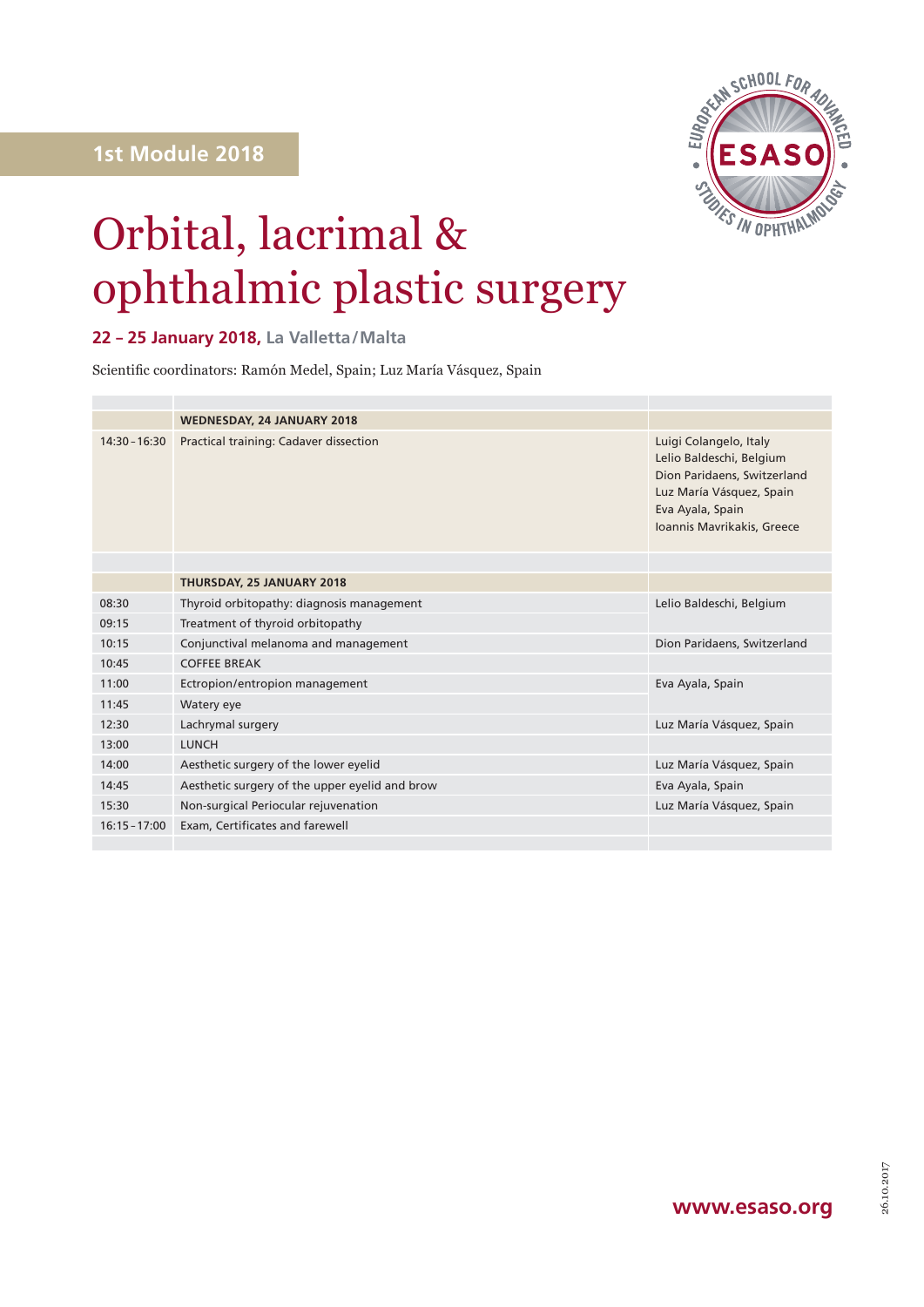1st Module 2018

# Orbital, lacrimal & ophthalmic plastic surgery

**22 – 25 January 2018,** La Valletta / Malta

Scientific coordinators: Ramón Medel, Spain; Luz María Vásquez, Spain

| | | |
|---|---|---|
| | **WEDNESDAY, 24 JANUARY 2018** | |
| 14:30 - 16:30 | Practical training: Cadaver dissection | Luigi Colangelo, Italy<br>Lelio Baldeschi, Belgium<br>Dion Paridaens, Switzerland<br>Luz María Vásquez, Spain<br>Eva Ayala, Spain<br>Ioannis Mavrikakis, Greece |
| | | |
| | **THURSDAY, 25 JANUARY 2018** | |
| 08:30 | Thyroid orbitopathy: diagnosis management | Lelio Baldeschi, Belgium |
| 09:15 | Treatment of thyroid orbitopathy | |
| 10:15 | Conjunctival melanoma and management | Dion Paridaens, Switzerland |
| 10:45 | COFFEE BREAK | |
| 11:00 | Ectropion/entropion management | Eva Ayala, Spain |
| 11:45 | Watery eye | |
| 12:30 | Lachrymal surgery | Luz María Vásquez, Spain |
| 13:00 | LUNCH | |
| 14:00 | Aesthetic surgery of the lower eyelid | Luz María Vásquez, Spain |
| 14:45 | Aesthetic surgery of the upper eyelid and brow | Eva Ayala, Spain |
| 15:30 | Non-surgical Periocular rejuvenation | Luz María Vásquez, Spain |
| 16:15 - 17:00 | Exam, Certificates and farewell | |

www.esaso.org

26.10.2017